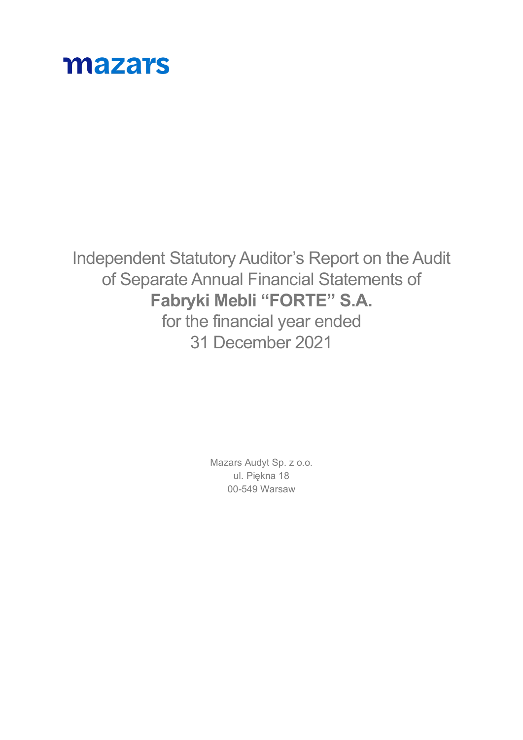mazars

# Independent Statutory Auditor's Report on the Audit of Separate Annual Financial Statements of **Fabryki Mebli "FORTE" S.A.** for the financial year ended 31 December 2021

Mazars Audyt Sp. z o.o.
ul. Piękna 18
00-549 Warsaw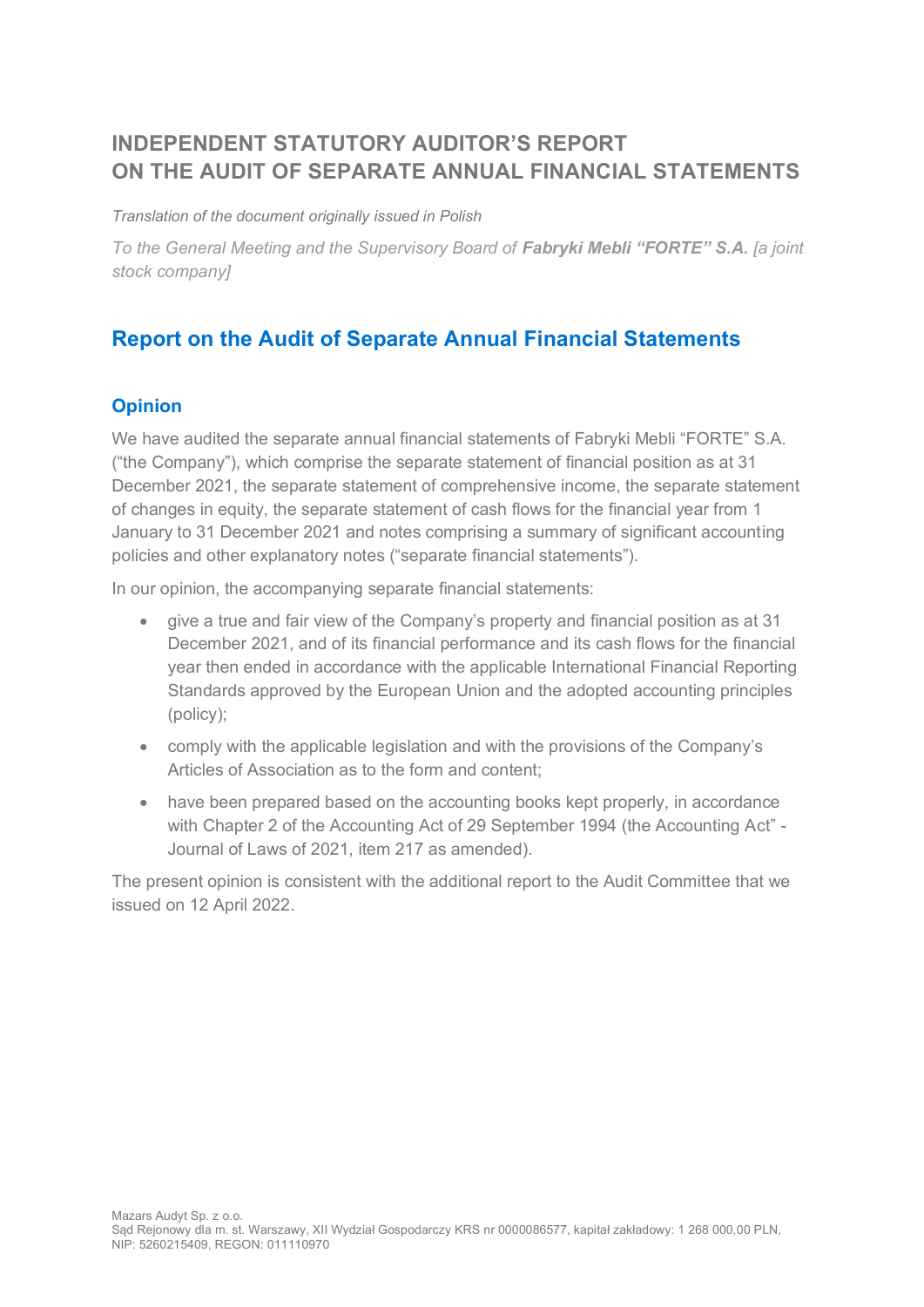# INDEPENDENT STATUTORY AUDITOR'S REPORT ON THE AUDIT OF SEPARATE ANNUAL FINANCIAL STATEMENTS

*Translation of the document originally issued in Polish*

*To the General Meeting and the Supervisory Board of* ***Fabryki Mebli "FORTE" S.A.*** *[a joint stock company]*

## Report on the Audit of Separate Annual Financial Statements

### Opinion

We have audited the separate annual financial statements of Fabryki Mebli "FORTE" S.A. ("the Company"), which comprise the separate statement of financial position as at 31 December 2021, the separate statement of comprehensive income, the separate statement of changes in equity, the separate statement of cash flows for the financial year from 1 January to 31 December 2021 and notes comprising a summary of significant accounting policies and other explanatory notes ("separate financial statements").

In our opinion, the accompanying separate financial statements:

- give a true and fair view of the Company's property and financial position as at 31 December 2021, and of its financial performance and its cash flows for the financial year then ended in accordance with the applicable International Financial Reporting Standards approved by the European Union and the adopted accounting principles (policy);
- comply with the applicable legislation and with the provisions of the Company's Articles of Association as to the form and content;
- have been prepared based on the accounting books kept properly, in accordance with Chapter 2 of the Accounting Act of 29 September 1994 (the Accounting Act" - Journal of Laws of 2021, item 217 as amended).

The present opinion is consistent with the additional report to the Audit Committee that we issued on 12 April 2022.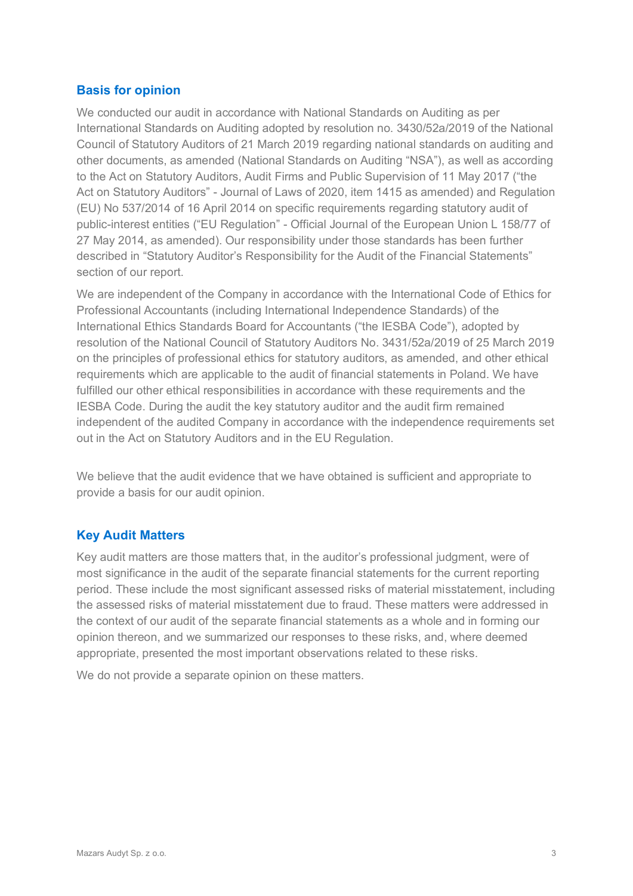## Basis for opinion

We conducted our audit in accordance with National Standards on Auditing as per International Standards on Auditing adopted by resolution no. 3430/52a/2019 of the National Council of Statutory Auditors of 21 March 2019 regarding national standards on auditing and other documents, as amended (National Standards on Auditing "NSA"), as well as according to the Act on Statutory Auditors, Audit Firms and Public Supervision of 11 May 2017 ("the Act on Statutory Auditors" - Journal of Laws of 2020, item 1415 as amended) and Regulation (EU) No 537/2014 of 16 April 2014 on specific requirements regarding statutory audit of public-interest entities ("EU Regulation" - Official Journal of the European Union L 158/77 of 27 May 2014, as amended). Our responsibility under those standards has been further described in "Statutory Auditor's Responsibility for the Audit of the Financial Statements" section of our report.

We are independent of the Company in accordance with the International Code of Ethics for Professional Accountants (including International Independence Standards) of the International Ethics Standards Board for Accountants ("the IESBA Code"), adopted by resolution of the National Council of Statutory Auditors No. 3431/52a/2019 of 25 March 2019 on the principles of professional ethics for statutory auditors, as amended, and other ethical requirements which are applicable to the audit of financial statements in Poland. We have fulfilled our other ethical responsibilities in accordance with these requirements and the IESBA Code. During the audit the key statutory auditor and the audit firm remained independent of the audited Company in accordance with the independence requirements set out in the Act on Statutory Auditors and in the EU Regulation.

We believe that the audit evidence that we have obtained is sufficient and appropriate to provide a basis for our audit opinion.

## Key Audit Matters

Key audit matters are those matters that, in the auditor's professional judgment, were of most significance in the audit of the separate financial statements for the current reporting period. These include the most significant assessed risks of material misstatement, including the assessed risks of material misstatement due to fraud. These matters were addressed in the context of our audit of the separate financial statements as a whole and in forming our opinion thereon, and we summarized our responses to these risks, and, where deemed appropriate, presented the most important observations related to these risks.

We do not provide a separate opinion on these matters.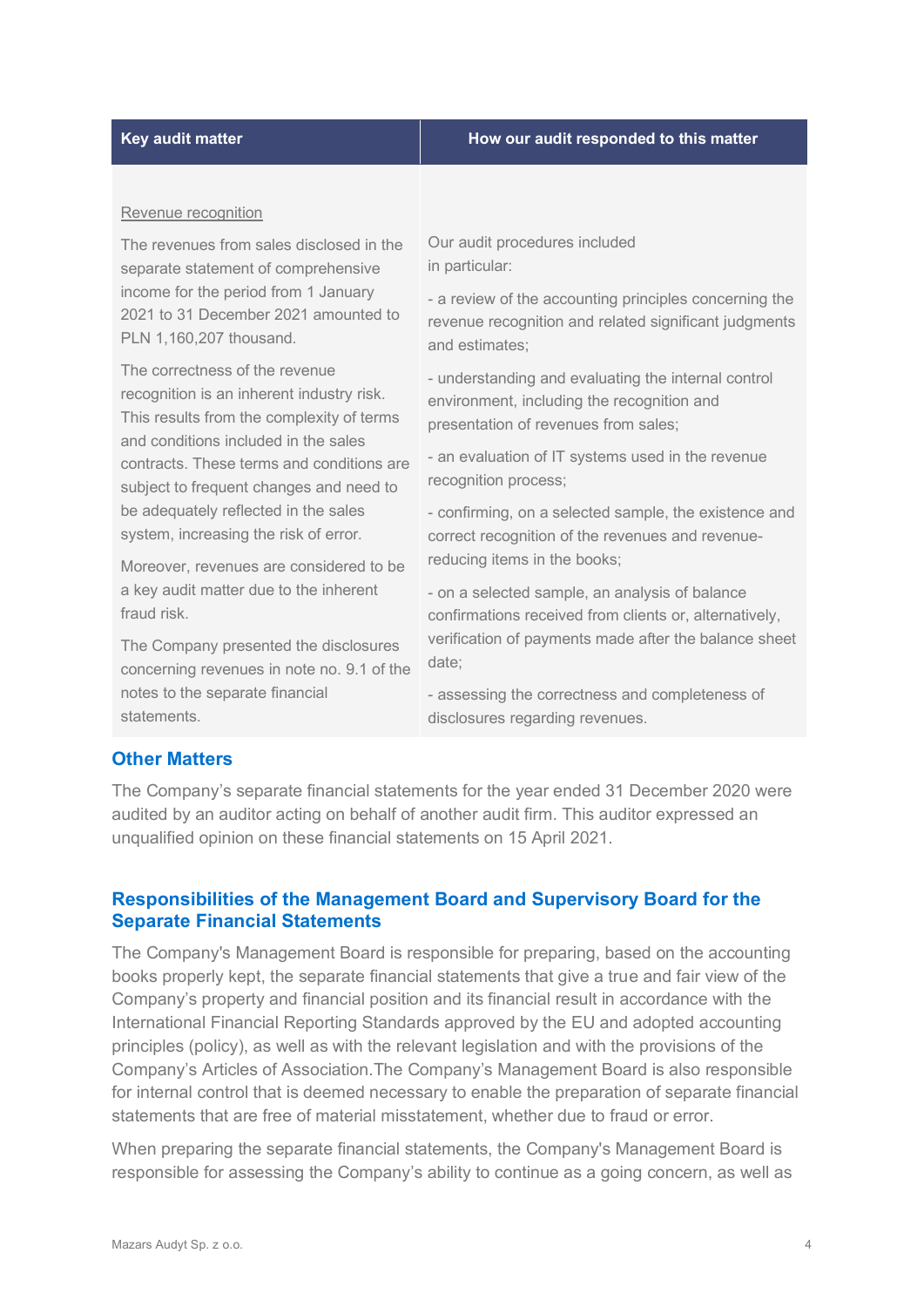| Key audit matter | How our audit responded to this matter |
|---|---|
| Revenue recognition<br><br>The revenues from sales disclosed in the separate statement of comprehensive income for the period from 1 January 2021 to 31 December 2021 amounted to PLN 1,160,207 thousand.<br><br>The correctness of the revenue recognition is an inherent industry risk. This results from the complexity of terms and conditions included in the sales contracts. These terms and conditions are subject to frequent changes and need to be adequately reflected in the sales system, increasing the risk of error.<br><br>Moreover, revenues are considered to be a key audit matter due to the inherent fraud risk.<br><br>The Company presented the disclosures concerning revenues in note no. 9.1 of the notes to the separate financial statements. | Our audit procedures included in particular:<br><br>- a review of the accounting principles concerning the revenue recognition and related significant judgments and estimates;<br><br>- understanding and evaluating the internal control environment, including the recognition and presentation of revenues from sales;<br><br>- an evaluation of IT systems used in the revenue recognition process;<br><br>- confirming, on a selected sample, the existence and correct recognition of the revenues and revenue-reducing items in the books;<br><br>- on a selected sample, an analysis of balance confirmations received from clients or, alternatively, verification of payments made after the balance sheet date;<br><br>- assessing the correctness and completeness of disclosures regarding revenues. |

## Other Matters

The Company's separate financial statements for the year ended 31 December 2020 were audited by an auditor acting on behalf of another audit firm. This auditor expressed an unqualified opinion on these financial statements on 15 April 2021.

## Responsibilities of the Management Board and Supervisory Board for the Separate Financial Statements

The Company's Management Board is responsible for preparing, based on the accounting books properly kept, the separate financial statements that give a true and fair view of the Company's property and financial position and its financial result in accordance with the International Financial Reporting Standards approved by the EU and adopted accounting principles (policy), as well as with the relevant legislation and with the provisions of the Company's Articles of Association.The Company's Management Board is also responsible for internal control that is deemed necessary to enable the preparation of separate financial statements that are free of material misstatement, whether due to fraud or error.

When preparing the separate financial statements, the Company's Management Board is responsible for assessing the Company's ability to continue as a going concern, as well as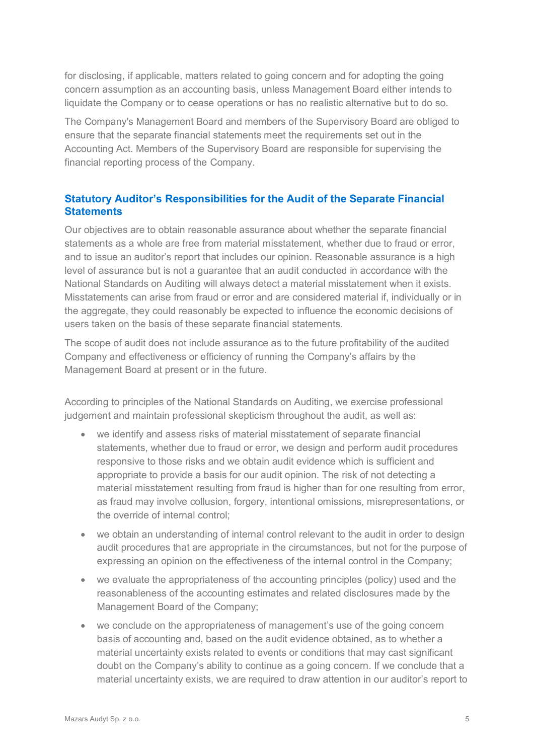for disclosing, if applicable, matters related to going concern and for adopting the going concern assumption as an accounting basis, unless Management Board either intends to liquidate the Company or to cease operations or has no realistic alternative but to do so.

The Company's Management Board and members of the Supervisory Board are obliged to ensure that the separate financial statements meet the requirements set out in the Accounting Act. Members of the Supervisory Board are responsible for supervising the financial reporting process of the Company.

## Statutory Auditor's Responsibilities for the Audit of the Separate Financial Statements

Our objectives are to obtain reasonable assurance about whether the separate financial statements as a whole are free from material misstatement, whether due to fraud or error, and to issue an auditor's report that includes our opinion. Reasonable assurance is a high level of assurance but is not a guarantee that an audit conducted in accordance with the National Standards on Auditing will always detect a material misstatement when it exists. Misstatements can arise from fraud or error and are considered material if, individually or in the aggregate, they could reasonably be expected to influence the economic decisions of users taken on the basis of these separate financial statements.

The scope of audit does not include assurance as to the future profitability of the audited Company and effectiveness or efficiency of running the Company's affairs by the Management Board at present or in the future.

According to principles of the National Standards on Auditing, we exercise professional judgement and maintain professional skepticism throughout the audit, as well as:

- we identify and assess risks of material misstatement of separate financial statements, whether due to fraud or error, we design and perform audit procedures responsive to those risks and we obtain audit evidence which is sufficient and appropriate to provide a basis for our audit opinion. The risk of not detecting a material misstatement resulting from fraud is higher than for one resulting from error, as fraud may involve collusion, forgery, intentional omissions, misrepresentations, or the override of internal control;
- we obtain an understanding of internal control relevant to the audit in order to design audit procedures that are appropriate in the circumstances, but not for the purpose of expressing an opinion on the effectiveness of the internal control in the Company;
- we evaluate the appropriateness of the accounting principles (policy) used and the reasonableness of the accounting estimates and related disclosures made by the Management Board of the Company;
- we conclude on the appropriateness of management's use of the going concern basis of accounting and, based on the audit evidence obtained, as to whether a material uncertainty exists related to events or conditions that may cast significant doubt on the Company's ability to continue as a going concern. If we conclude that a material uncertainty exists, we are required to draw attention in our auditor's report to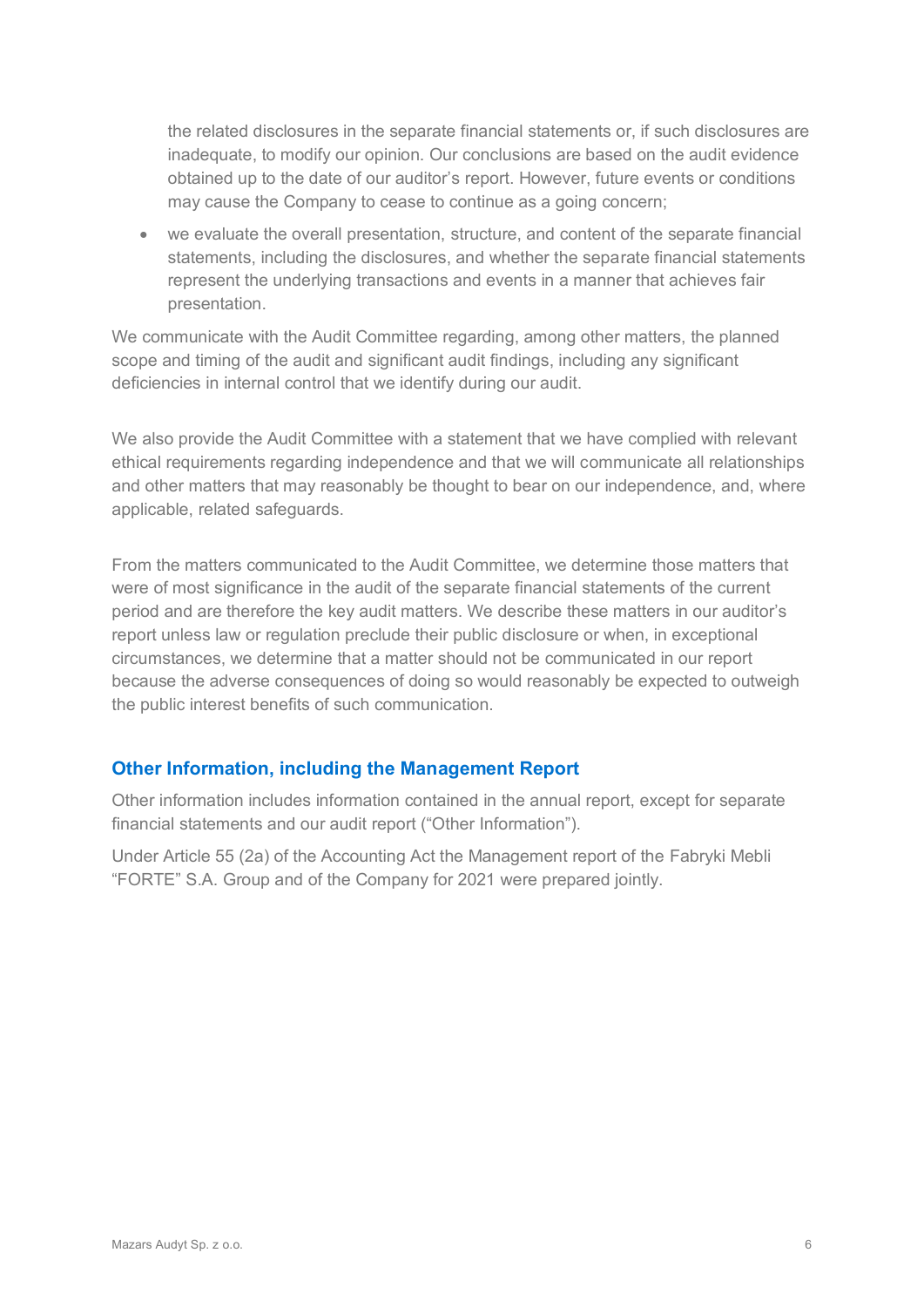the related disclosures in the separate financial statements or, if such disclosures are inadequate, to modify our opinion. Our conclusions are based on the audit evidence obtained up to the date of our auditor's report. However, future events or conditions may cause the Company to cease to continue as a going concern;

- we evaluate the overall presentation, structure, and content of the separate financial statements, including the disclosures, and whether the separate financial statements represent the underlying transactions and events in a manner that achieves fair presentation.

We communicate with the Audit Committee regarding, among other matters, the planned scope and timing of the audit and significant audit findings, including any significant deficiencies in internal control that we identify during our audit.

We also provide the Audit Committee with a statement that we have complied with relevant ethical requirements regarding independence and that we will communicate all relationships and other matters that may reasonably be thought to bear on our independence, and, where applicable, related safeguards.

From the matters communicated to the Audit Committee, we determine those matters that were of most significance in the audit of the separate financial statements of the current period and are therefore the key audit matters. We describe these matters in our auditor's report unless law or regulation preclude their public disclosure or when, in exceptional circumstances, we determine that a matter should not be communicated in our report because the adverse consequences of doing so would reasonably be expected to outweigh the public interest benefits of such communication.

## Other Information, including the Management Report

Other information includes information contained in the annual report, except for separate financial statements and our audit report ("Other Information").

Under Article 55 (2a) of the Accounting Act the Management report of the Fabryki Mebli "FORTE" S.A. Group and of the Company for 2021 were prepared jointly.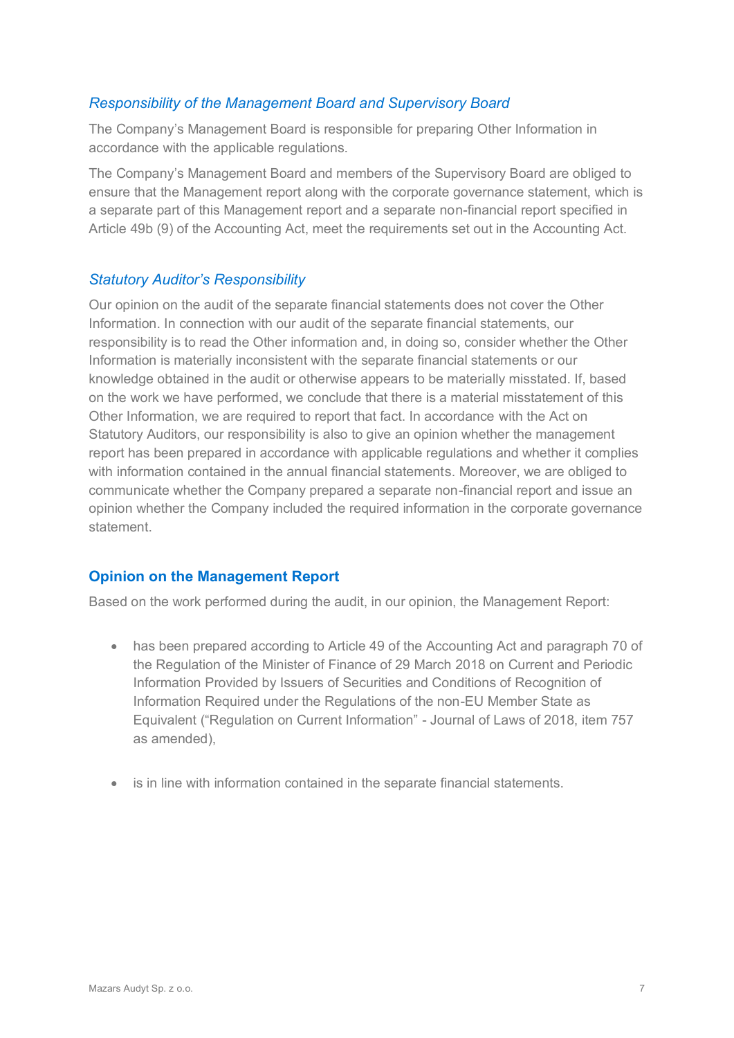### *Responsibility of the Management Board and Supervisory Board*

The Company's Management Board is responsible for preparing Other Information in accordance with the applicable regulations.

The Company's Management Board and members of the Supervisory Board are obliged to ensure that the Management report along with the corporate governance statement, which is a separate part of this Management report and a separate non-financial report specified in Article 49b (9) of the Accounting Act, meet the requirements set out in the Accounting Act.

### *Statutory Auditor's Responsibility*

Our opinion on the audit of the separate financial statements does not cover the Other Information. In connection with our audit of the separate financial statements, our responsibility is to read the Other information and, in doing so, consider whether the Other Information is materially inconsistent with the separate financial statements or our knowledge obtained in the audit or otherwise appears to be materially misstated. If, based on the work we have performed, we conclude that there is a material misstatement of this Other Information, we are required to report that fact. In accordance with the Act on Statutory Auditors, our responsibility is also to give an opinion whether the management report has been prepared in accordance with applicable regulations and whether it complies with information contained in the annual financial statements. Moreover, we are obliged to communicate whether the Company prepared a separate non-financial report and issue an opinion whether the Company included the required information in the corporate governance statement.

## Opinion on the Management Report

Based on the work performed during the audit, in our opinion, the Management Report:

- has been prepared according to Article 49 of the Accounting Act and paragraph 70 of the Regulation of the Minister of Finance of 29 March 2018 on Current and Periodic Information Provided by Issuers of Securities and Conditions of Recognition of Information Required under the Regulations of the non-EU Member State as Equivalent ("Regulation on Current Information" - Journal of Laws of 2018, item 757 as amended),

- is in line with information contained in the separate financial statements.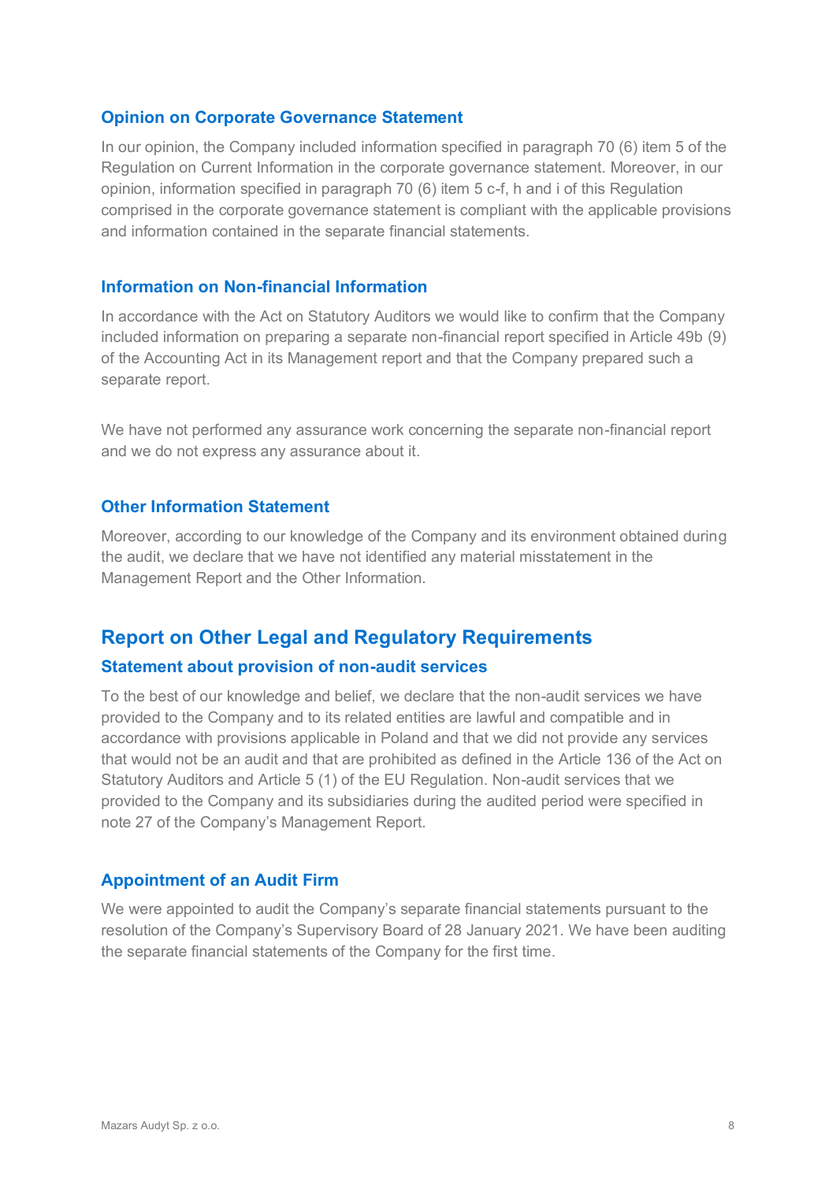### Opinion on Corporate Governance Statement

In our opinion, the Company included information specified in paragraph 70 (6) item 5 of the Regulation on Current Information in the corporate governance statement. Moreover, in our opinion, information specified in paragraph 70 (6) item 5 c-f, h and i of this Regulation comprised in the corporate governance statement is compliant with the applicable provisions and information contained in the separate financial statements.

### Information on Non-financial Information

In accordance with the Act on Statutory Auditors we would like to confirm that the Company included information on preparing a separate non-financial report specified in Article 49b (9) of the Accounting Act in its Management report and that the Company prepared such a separate report.

We have not performed any assurance work concerning the separate non-financial report and we do not express any assurance about it.

### Other Information Statement

Moreover, according to our knowledge of the Company and its environment obtained during the audit, we declare that we have not identified any material misstatement in the Management Report and the Other Information.

## Report on Other Legal and Regulatory Requirements

### Statement about provision of non-audit services

To the best of our knowledge and belief, we declare that the non-audit services we have provided to the Company and to its related entities are lawful and compatible and in accordance with provisions applicable in Poland and that we did not provide any services that would not be an audit and that are prohibited as defined in the Article 136 of the Act on Statutory Auditors and Article 5 (1) of the EU Regulation. Non-audit services that we provided to the Company and its subsidiaries during the audited period were specified in note 27 of the Company's Management Report.

### Appointment of an Audit Firm

We were appointed to audit the Company's separate financial statements pursuant to the resolution of the Company's Supervisory Board of 28 January 2021. We have been auditing the separate financial statements of the Company for the first time.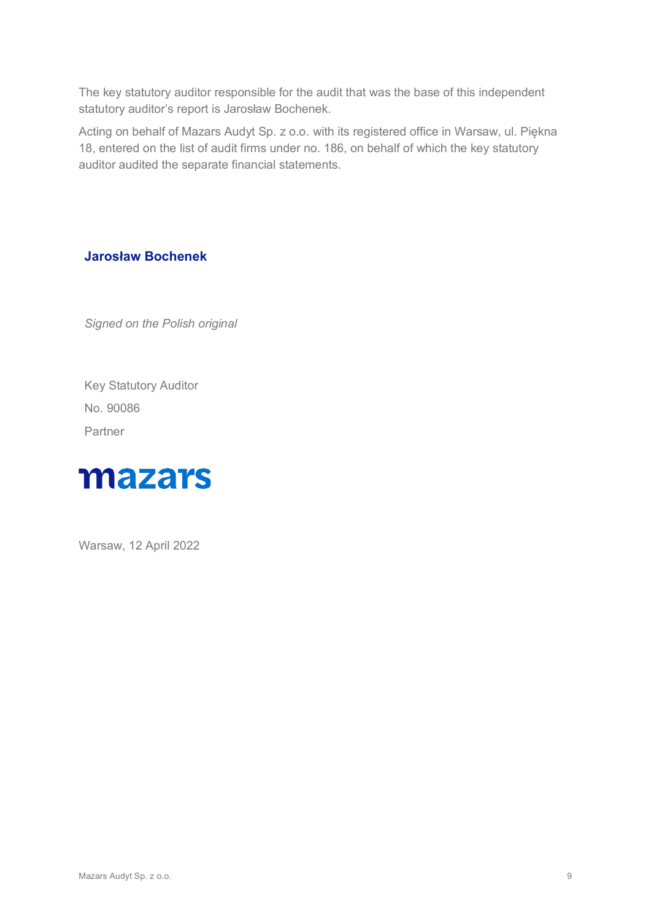The key statutory auditor responsible for the audit that was the base of this independent statutory auditor's report is Jarosław Bochenek.

Acting on behalf of Mazars Audyt Sp. z o.o. with its registered office in Warsaw, ul. Piękna 18, entered on the list of audit firms under no. 186, on behalf of which the key statutory auditor audited the separate financial statements.

**Jarosław Bochenek**

*Signed on the Polish original*

Key Statutory Auditor

No. 90086

Partner

mazars

Warsaw, 12 April 2022